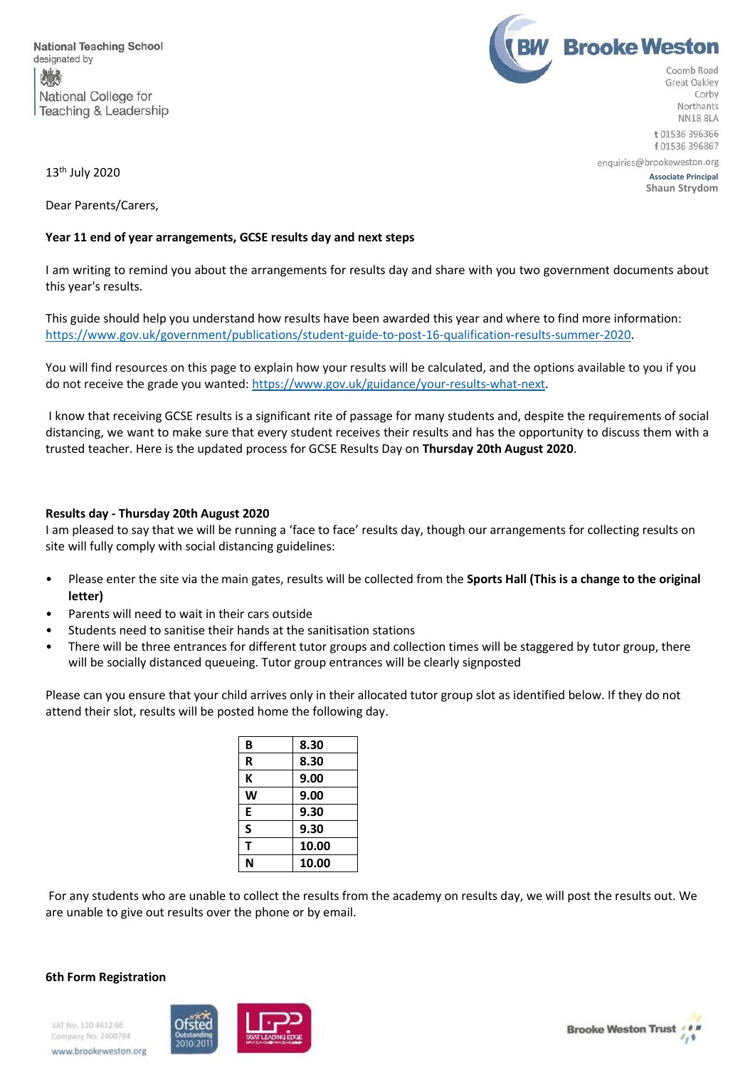National Teaching School
designated by

National College for Teaching & Leadership

**Brooke Weston**

Coomb Road
Great Oakley
Corby
Northants
NN18 8LA

t 01536 396366
f 01536 396867

enquiries@brookeweston.org

Associate Principal
Shaun Strydom

13th July 2020

Dear Parents/Carers,

**Year 11 end of year arrangements, GCSE results day and next steps**

I am writing to remind you about the arrangements for results day and share with you two government documents about this year's results.

This guide should help you understand how results have been awarded this year and where to find more information: https://www.gov.uk/government/publications/student-guide-to-post-16-qualification-results-summer-2020.

You will find resources on this page to explain how your results will be calculated, and the options available to you if you do not receive the grade you wanted: https://www.gov.uk/guidance/your-results-what-next.

I know that receiving GCSE results is a significant rite of passage for many students and, despite the requirements of social distancing, we want to make sure that every student receives their results and has the opportunity to discuss them with a trusted teacher. Here is the updated process for GCSE Results Day on **Thursday 20th August 2020**.

**Results day - Thursday 20th August 2020**

I am pleased to say that we will be running a 'face to face' results day, though our arrangements for collecting results on site will fully comply with social distancing guidelines:

- Please enter the site via the main gates, results will be collected from the **Sports Hall (This is a change to the original letter)**
- Parents will need to wait in their cars outside
- Students need to sanitise their hands at the sanitisation stations
- There will be three entrances for different tutor groups and collection times will be staggered by tutor group, there will be socially distanced queueing. Tutor group entrances will be clearly signposted

Please can you ensure that your child arrives only in their allocated tutor group slot as identified below. If they do not attend their slot, results will be posted home the following day.

| **B** | **8.30** |
|---|---|
| **R** | **8.30** |
| **K** | **9.00** |
| **W** | **9.00** |
| **E** | **9.30** |
| **S** | **9.30** |
| **T** | **10.00** |
| **N** | **10.00** |

For any students who are unable to collect the results from the academy on results day, we will post the results out. We are unable to give out results over the phone or by email.

**6th Form Registration**

VAT No. 120 4612 66
Company No. 2400784
www.brookeweston.org

Brooke Weston Trust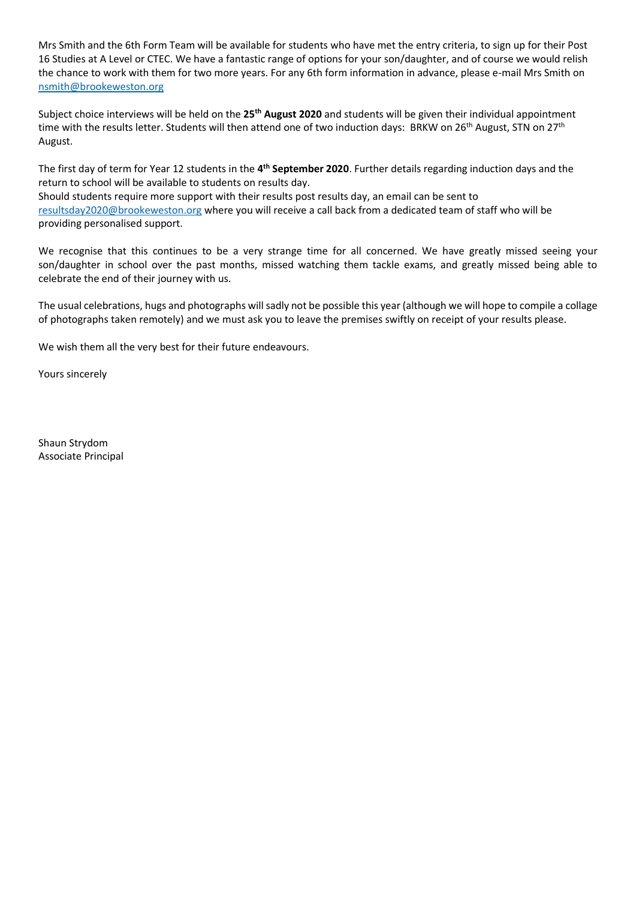Mrs Smith and the 6th Form Team will be available for students who have met the entry criteria, to sign up for their Post 16 Studies at A Level or CTEC. We have a fantastic range of options for your son/daughter, and of course we would relish the chance to work with them for two more years. For any 6th form information in advance, please e-mail Mrs Smith on nsmith@brookeweston.org

Subject choice interviews will be held on the **25th August 2020** and students will be given their individual appointment time with the results letter. Students will then attend one of two induction days: BRKW on 26th August, STN on 27th August.

The first day of term for Year 12 students in the **4th September 2020**. Further details regarding induction days and the return to school will be available to students on results day.
Should students require more support with their results post results day, an email can be sent to resultsday2020@brookeweston.org where you will receive a call back from a dedicated team of staff who will be providing personalised support.

We recognise that this continues to be a very strange time for all concerned. We have greatly missed seeing your son/daughter in school over the past months, missed watching them tackle exams, and greatly missed being able to celebrate the end of their journey with us.

The usual celebrations, hugs and photographs will sadly not be possible this year (although we will hope to compile a collage of photographs taken remotely) and we must ask you to leave the premises swiftly on receipt of your results please.

We wish them all the very best for their future endeavours.

Yours sincerely

Shaun Strydom
Associate Principal